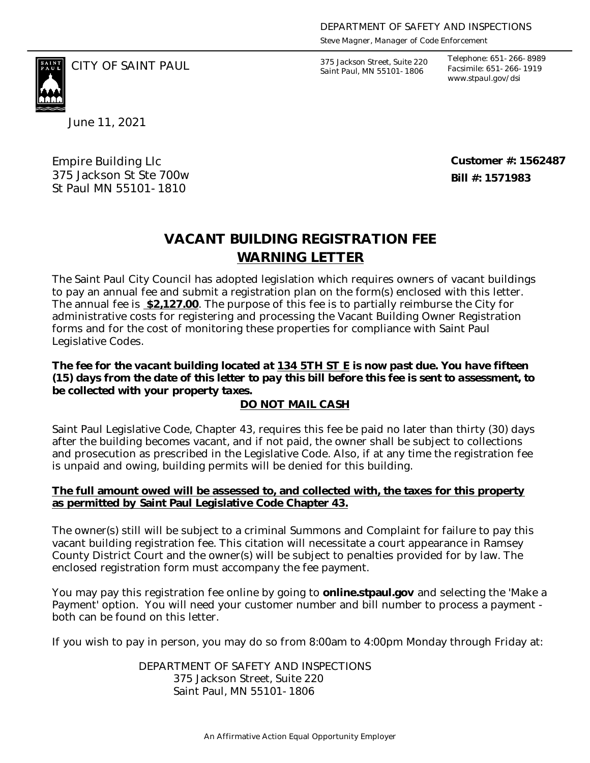DEPARTMENT OF SAFETY AND INSPECTIONS
Steve Magner, Manager of Code Enforcement

CITY OF SAINT PAUL

375 Jackson Street, Suite 220
Saint Paul, MN 55101-1806

Telephone: 651-266-8989
Facsimile: 651-266-1919
www.stpaul.gov/dsi

June 11, 2021

Empire Building Llc
375 Jackson St Ste 700w
St Paul MN 55101-1810

**Customer #: 1562487**
**Bill #: 1571983**

# VACANT BUILDING REGISTRATION FEE
## WARNING LETTER

The Saint Paul City Council has adopted legislation which requires owners of vacant buildings to pay an annual fee and submit a registration plan on the form(s) enclosed with this letter. The annual fee is **$2,127.00**. The purpose of this fee is to partially reimburse the City for administrative costs for registering and processing the Vacant Building Owner Registration forms and for the cost of monitoring these properties for compliance with Saint Paul Legislative Codes.

***The fee for the vacant building located at 134 5TH ST E is now past due. You have fifteen (15) days from the date of this letter to pay this bill before this fee is sent to assessment, to be collected with your property taxes.***

**DO NOT MAIL CASH**

Saint Paul Legislative Code, Chapter 43, requires this fee be paid no later than thirty (30) days after the building becomes vacant, and if not paid, the owner shall be subject to collections and prosecution as prescribed in the Legislative Code. Also, if at any time the registration fee is unpaid and owing, building permits will be denied for this building.

**The full amount owed will be assessed to, and collected with, the taxes for this property as permitted by Saint Paul Legislative Code Chapter 43.**

The owner(s) still will be subject to a criminal Summons and Complaint for failure to pay this vacant building registration fee. This citation will necessitate a court appearance in Ramsey County District Court and the owner(s) will be subject to penalties provided for by law. The enclosed registration form must accompany the fee payment.

You may pay this registration fee online by going to **online.stpaul.gov** and selecting the 'Make a Payment' option. You will need your customer number and bill number to process a payment - both can be found on this letter.

If you wish to pay in person, you may do so from 8:00am to 4:00pm Monday through Friday at:

DEPARTMENT OF SAFETY AND INSPECTIONS
375 Jackson Street, Suite 220
Saint Paul, MN 55101-1806

An Affirmative Action Equal Opportunity Employer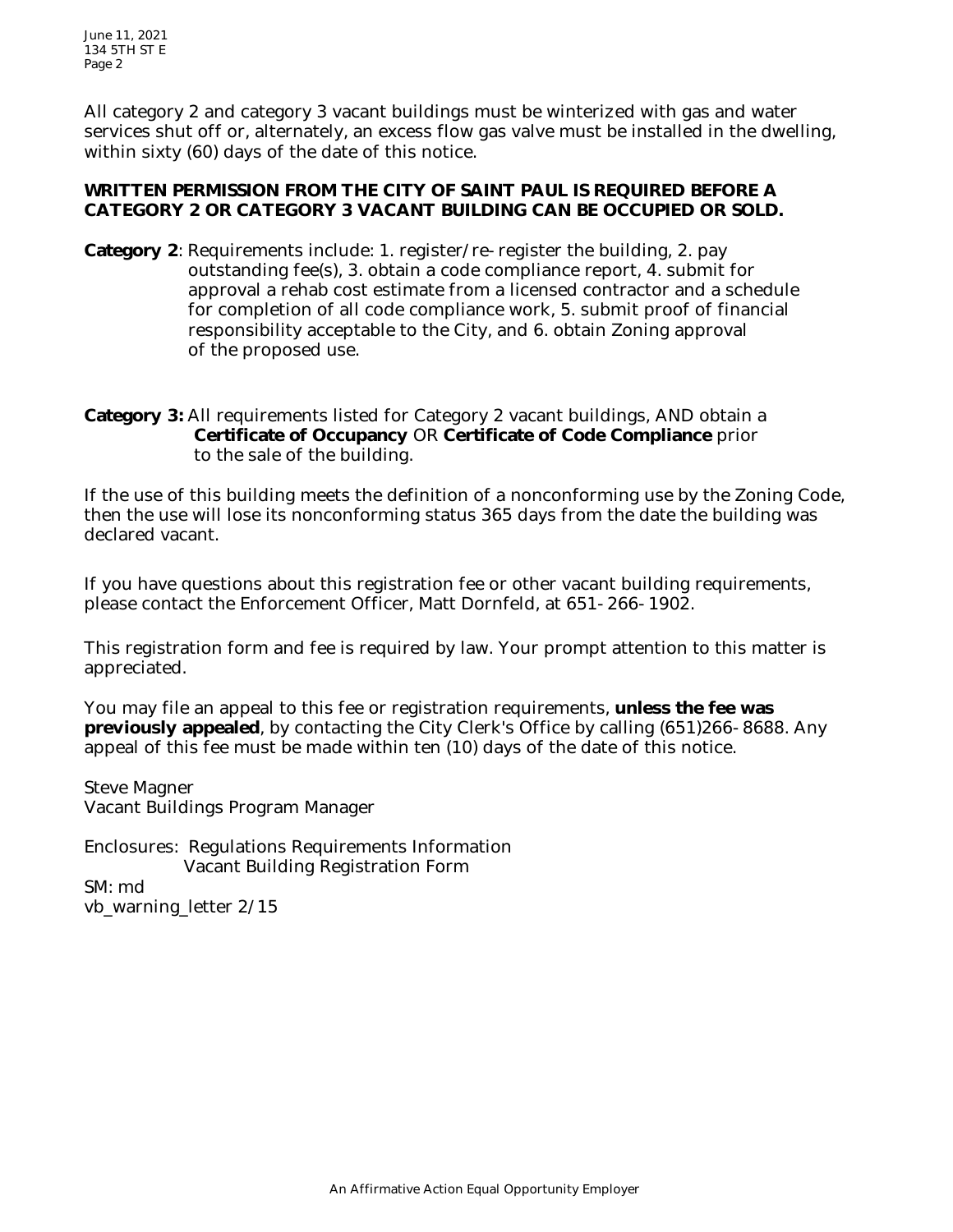All category 2 and category 3 vacant buildings must be winterized with gas and water services shut off or, alternately, an excess flow gas valve must be installed in the dwelling, within sixty (60) days of the date of this notice.

**WRITTEN PERMISSION FROM THE CITY OF SAINT PAUL IS REQUIRED BEFORE A CATEGORY 2 OR CATEGORY 3 VACANT BUILDING CAN BE OCCUPIED OR SOLD.**

**Category 2**: Requirements include: 1. register/re-register the building, 2. pay outstanding fee(s), 3. obtain a code compliance report, 4. submit for approval a rehab cost estimate from a licensed contractor and a schedule for completion of all code compliance work, 5. submit proof of financial responsibility acceptable to the City, and 6. obtain Zoning approval of the proposed use.

**Category 3:** All requirements listed for Category 2 vacant buildings, AND obtain a **Certificate of Occupancy** OR **Certificate of Code Compliance** prior to the sale of the building.

If the use of this building meets the definition of a nonconforming use by the Zoning Code, then the use will lose its nonconforming status 365 days from the date the building was declared vacant.

If you have questions about this registration fee or other vacant building requirements, please contact the Enforcement Officer, Matt Dornfeld, at 651-266-1902.

This registration form and fee is required by law. Your prompt attention to this matter is appreciated.

You may file an appeal to this fee or registration requirements, **unless the fee was previously appealed**, by contacting the City Clerk's Office by calling (651)266-8688. Any appeal of this fee must be made within ten (10) days of the date of this notice.

Steve Magner
Vacant Buildings Program Manager

Enclosures: Regulations Requirements Information
Vacant Building Registration Form

SM: md
vb_warning_letter 2/15

An Affirmative Action Equal Opportunity Employer